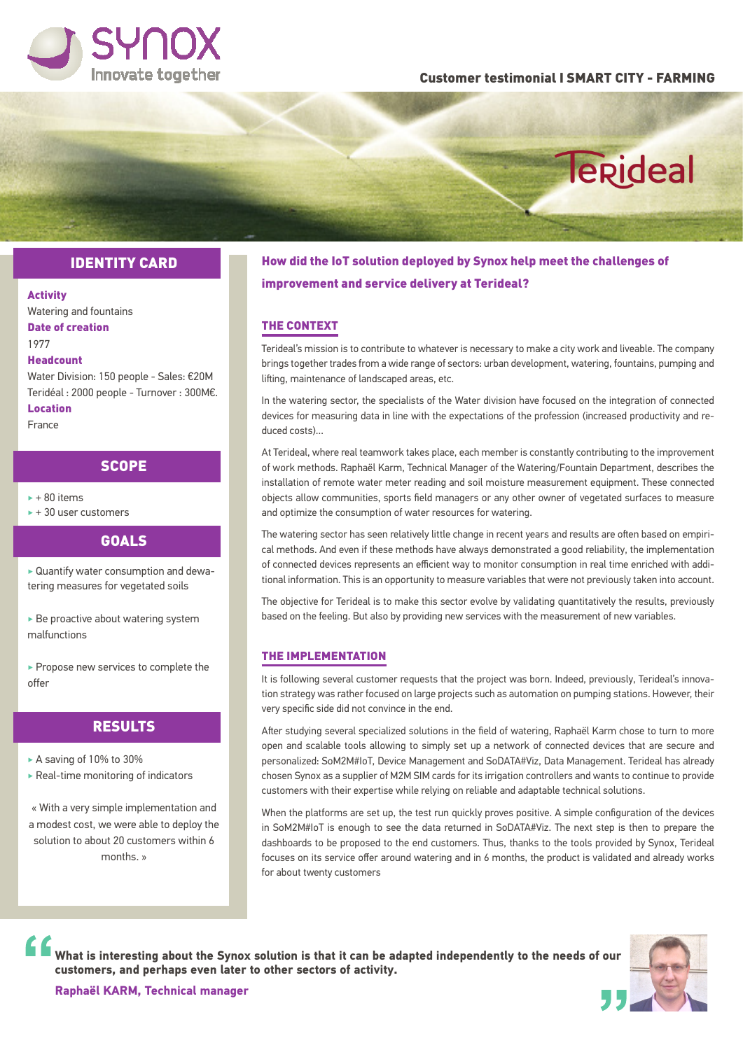**Customer testimonial I SMART CITY - FARMING**

## IDENTITY CARD

**Activity**
Watering and fountains

**Date of creation**
1977

**Headcount**
Water Division: 150 people - Sales: €20M
Teridéal : 2000 people - Turnover : 300M€.

**Location**
France

## SCOPE

- + 80 items
- + 30 user customers

## GOALS

- Quantify water consumption and dewatering measures for vegetated soils
- Be proactive about watering system malfunctions
- Propose new services to complete the offer

## RESULTS

- A saving of 10% to 30%
- Real-time monitoring of indicators

« With a very simple implementation and a modest cost, we were able to deploy the solution to about 20 customers within 6 months. »

## How did the IoT solution deployed by Synox help meet the challenges of improvement and service delivery at Terideal?

### THE CONTEXT

Terideal's mission is to contribute to whatever is necessary to make a city work and liveable. The company brings together trades from a wide range of sectors: urban development, watering, fountains, pumping and lifting, maintenance of landscaped areas, etc.

In the watering sector, the specialists of the Water division have focused on the integration of connected devices for measuring data in line with the expectations of the profession (increased productivity and reduced costs)...

At Terideal, where real teamwork takes place, each member is constantly contributing to the improvement of work methods. Raphaël Karm, Technical Manager of the Watering/Fountain Department, describes the installation of remote water meter reading and soil moisture measurement equipment. These connected objects allow communities, sports field managers or any other owner of vegetated surfaces to measure and optimize the consumption of water resources for watering.

The watering sector has seen relatively little change in recent years and results are often based on empirical methods. And even if these methods have always demonstrated a good reliability, the implementation of connected devices represents an efficient way to monitor consumption in real time enriched with additional information. This is an opportunity to measure variables that were not previously taken into account.

The objective for Terideal is to make this sector evolve by validating quantitatively the results, previously based on the feeling. But also by providing new services with the measurement of new variables.

### THE IMPLEMENTATION

It is following several customer requests that the project was born. Indeed, previously, Terideal's innovation strategy was rather focused on large projects such as automation on pumping stations. However, their very specific side did not convince in the end.

After studying several specialized solutions in the field of watering, Raphaël Karm chose to turn to more open and scalable tools allowing to simply set up a network of connected devices that are secure and personalized: SoM2M#IoT, Device Management and SoDATA#Viz, Data Management. Terideal has already chosen Synox as a supplier of M2M SIM cards for its irrigation controllers and wants to continue to provide customers with their expertise while relying on reliable and adaptable technical solutions.

When the platforms are set up, the test run quickly proves positive. A simple configuration of the devices in SoM2M#IoT is enough to see the data returned in SoDATA#Viz. The next step is then to prepare the dashboards to be proposed to the end customers. Thus, thanks to the tools provided by Synox, Terideal focuses on its service offer around watering and in 6 months, the product is validated and already works for about twenty customers

> **What is interesting about the Synox solution is that it can be adapted independently to the needs of our customers, and perhaps even later to other sectors of activity.**
>
> **Raphaël KARM, Technical manager**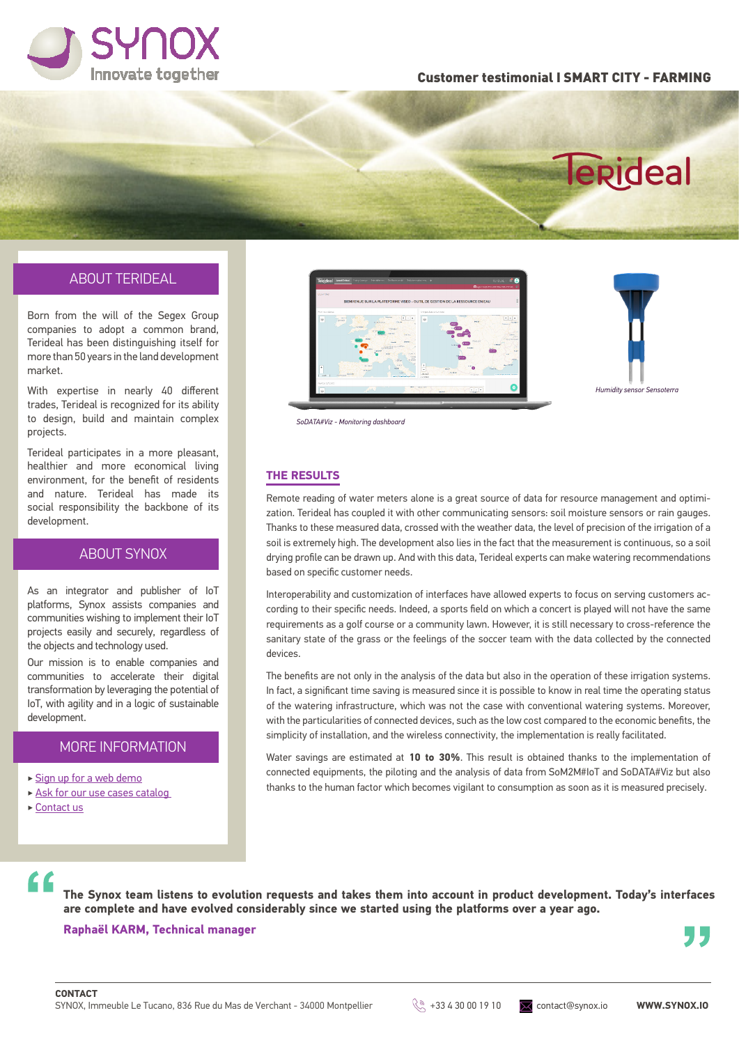Customer testimonial I SMART CITY - FARMING

## ABOUT TERIDEAL

Born from the will of the Segex Group companies to adopt a common brand, Terideal has been distinguishing itself for more than 50 years in the land development market.

With expertise in nearly 40 different trades, Terideal is recognized for its ability to design, build and maintain complex projects.

Terideal participates in a more pleasant, healthier and more economical living environment, for the benefit of residents and nature. Terideal has made its social responsibility the backbone of its development.

## ABOUT SYNOX

As an integrator and publisher of IoT platforms, Synox assists companies and communities wishing to implement their IoT projects easily and securely, regardless of the objects and technology used.

Our mission is to enable companies and communities to accelerate their digital transformation by leveraging the potential of IoT, with agility and in a logic of sustainable development.

## MORE INFORMATION

- Sign up for a web demo
- Ask for our use cases catalog
- Contact us

*SoDATA#Viz - Monitoring dashboard*

*Humidity sensor Sensoterra*

## THE RESULTS

Remote reading of water meters alone is a great source of data for resource management and optimization. Terideal has coupled it with other communicating sensors: soil moisture sensors or rain gauges. Thanks to these measured data, crossed with the weather data, the level of precision of the irrigation of a soil is extremely high. The development also lies in the fact that the measurement is continuous, so a soil drying profile can be drawn up. And with this data, Terideal experts can make watering recommendations based on specific customer needs.

Interoperability and customization of interfaces have allowed experts to focus on serving customers according to their specific needs. Indeed, a sports field on which a concert is played will not have the same requirements as a golf course or a community lawn. However, it is still necessary to cross-reference the sanitary state of the grass or the feelings of the soccer team with the data collected by the connected devices.

The benefits are not only in the analysis of the data but also in the operation of these irrigation systems. In fact, a significant time saving is measured since it is possible to know in real time the operating status of the watering infrastructure, which was not the case with conventional watering systems. Moreover, with the particularities of connected devices, such as the low cost compared to the economic benefits, the simplicity of installation, and the wireless connectivity, the implementation is really facilitated.

Water savings are estimated at **10 to 30%**. This result is obtained thanks to the implementation of connected equipments, the piloting and the analysis of data from SoM2M#IoT and SoDATA#Viz but also thanks to the human factor which becomes vigilant to consumption as soon as it is measured precisely.

> **The Synox team listens to evolution requests and takes them into account in product development. Today's interfaces are complete and have evolved considerably since we started using the platforms over a year ago.**
>
> **Raphaël KARM, Technical manager**

**CONTACT**
SYNOX, Immeuble Le Tucano, 836 Rue du Mas de Verchant - 34000 Montpellier — +33 4 30 00 19 10 — contact@synox.io — **WWW.SYNOX.IO**